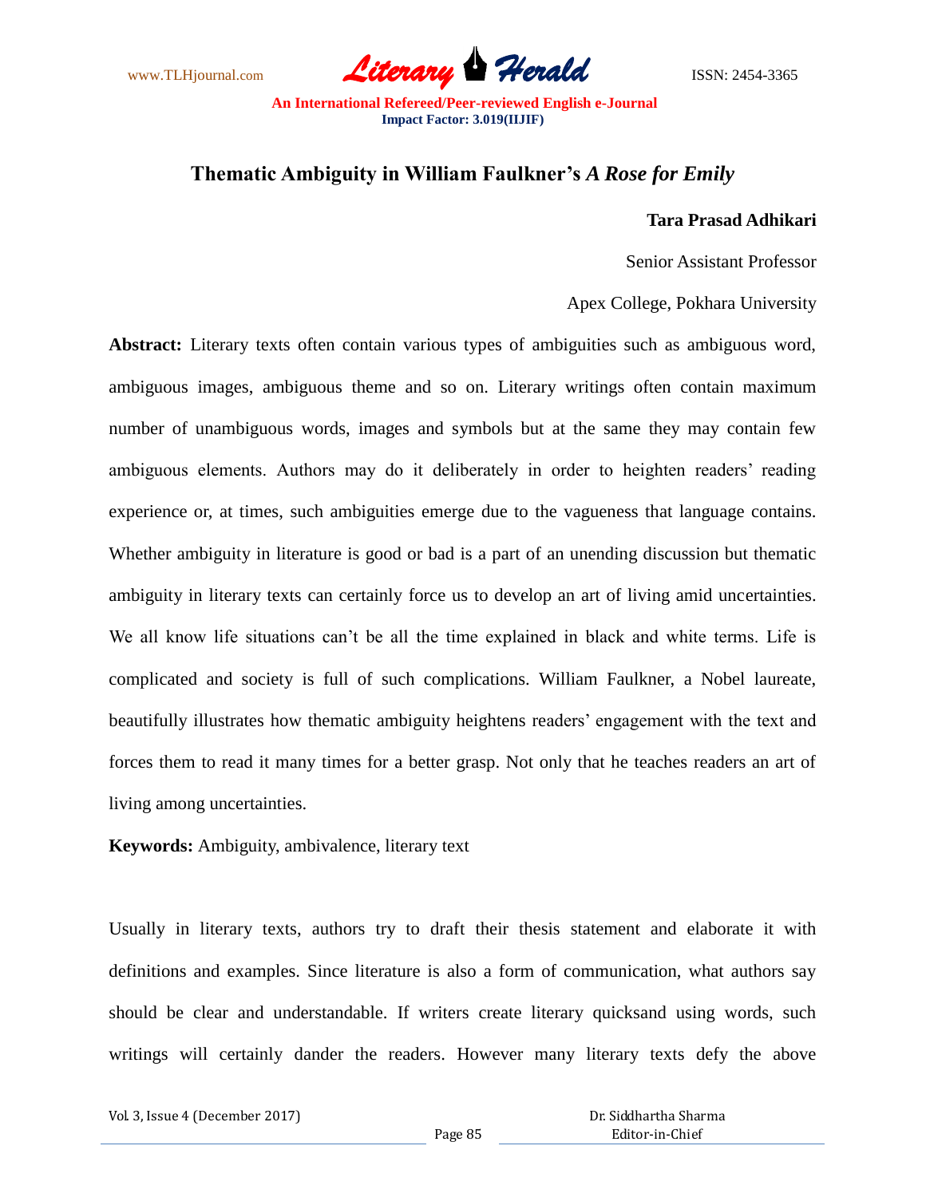# Thematic Ambiguity in William Faulkner's *A Rose for Emily*

**Tara Prasad Adhikari**

Senior Assistant Professor

Apex College, Pokhara University

**Abstract:** Literary texts often contain various types of ambiguities such as ambiguous word, ambiguous images, ambiguous theme and so on. Literary writings often contain maximum number of unambiguous words, images and symbols but at the same they may contain few ambiguous elements. Authors may do it deliberately in order to heighten readers' reading experience or, at times, such ambiguities emerge due to the vagueness that language contains. Whether ambiguity in literature is good or bad is a part of an unending discussion but thematic ambiguity in literary texts can certainly force us to develop an art of living amid uncertainties. We all know life situations can't be all the time explained in black and white terms. Life is complicated and society is full of such complications. William Faulkner, a Nobel laureate, beautifully illustrates how thematic ambiguity heightens readers' engagement with the text and forces them to read it many times for a better grasp. Not only that he teaches readers an art of living among uncertainties.

**Keywords:** Ambiguity, ambivalence, literary text

Usually in literary texts, authors try to draft their thesis statement and elaborate it with definitions and examples. Since literature is also a form of communication, what authors say should be clear and understandable. If writers create literary quicksand using words, such writings will certainly dander the readers. However many literary texts defy the above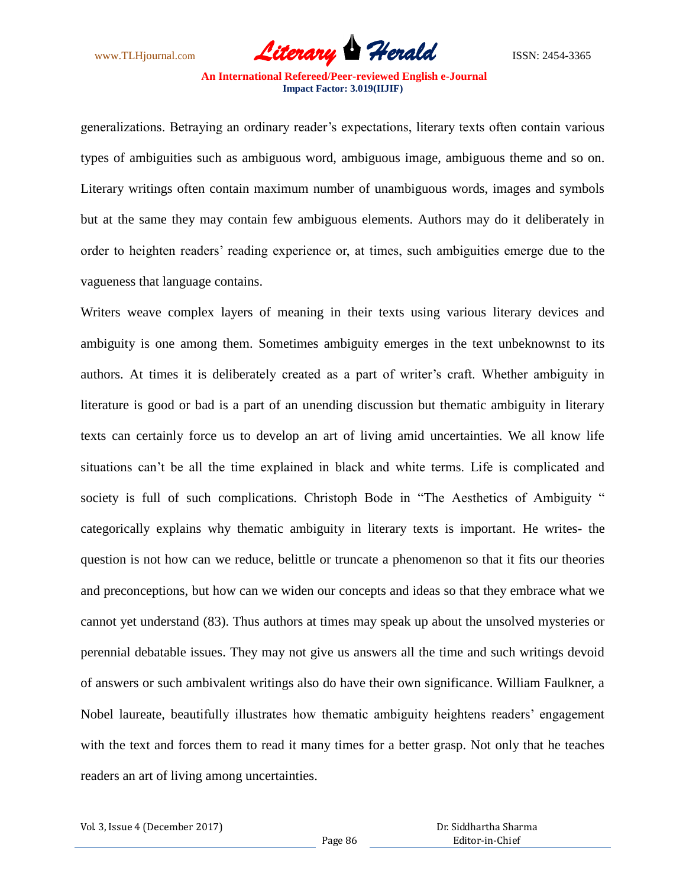generalizations. Betraying an ordinary reader's expectations, literary texts often contain various types of ambiguities such as ambiguous word, ambiguous image, ambiguous theme and so on. Literary writings often contain maximum number of unambiguous words, images and symbols but at the same they may contain few ambiguous elements. Authors may do it deliberately in order to heighten readers' reading experience or, at times, such ambiguities emerge due to the vagueness that language contains.

Writers weave complex layers of meaning in their texts using various literary devices and ambiguity is one among them. Sometimes ambiguity emerges in the text unbeknownst to its authors. At times it is deliberately created as a part of writer's craft. Whether ambiguity in literature is good or bad is a part of an unending discussion but thematic ambiguity in literary texts can certainly force us to develop an art of living amid uncertainties. We all know life situations can't be all the time explained in black and white terms. Life is complicated and society is full of such complications. Christoph Bode in "The Aesthetics of Ambiguity " categorically explains why thematic ambiguity in literary texts is important. He writes- the question is not how can we reduce, belittle or truncate a phenomenon so that it fits our theories and preconceptions, but how can we widen our concepts and ideas so that they embrace what we cannot yet understand (83). Thus authors at times may speak up about the unsolved mysteries or perennial debatable issues. They may not give us answers all the time and such writings devoid of answers or such ambivalent writings also do have their own significance. William Faulkner, a Nobel laureate, beautifully illustrates how thematic ambiguity heightens readers' engagement with the text and forces them to read it many times for a better grasp. Not only that he teaches readers an art of living among uncertainties.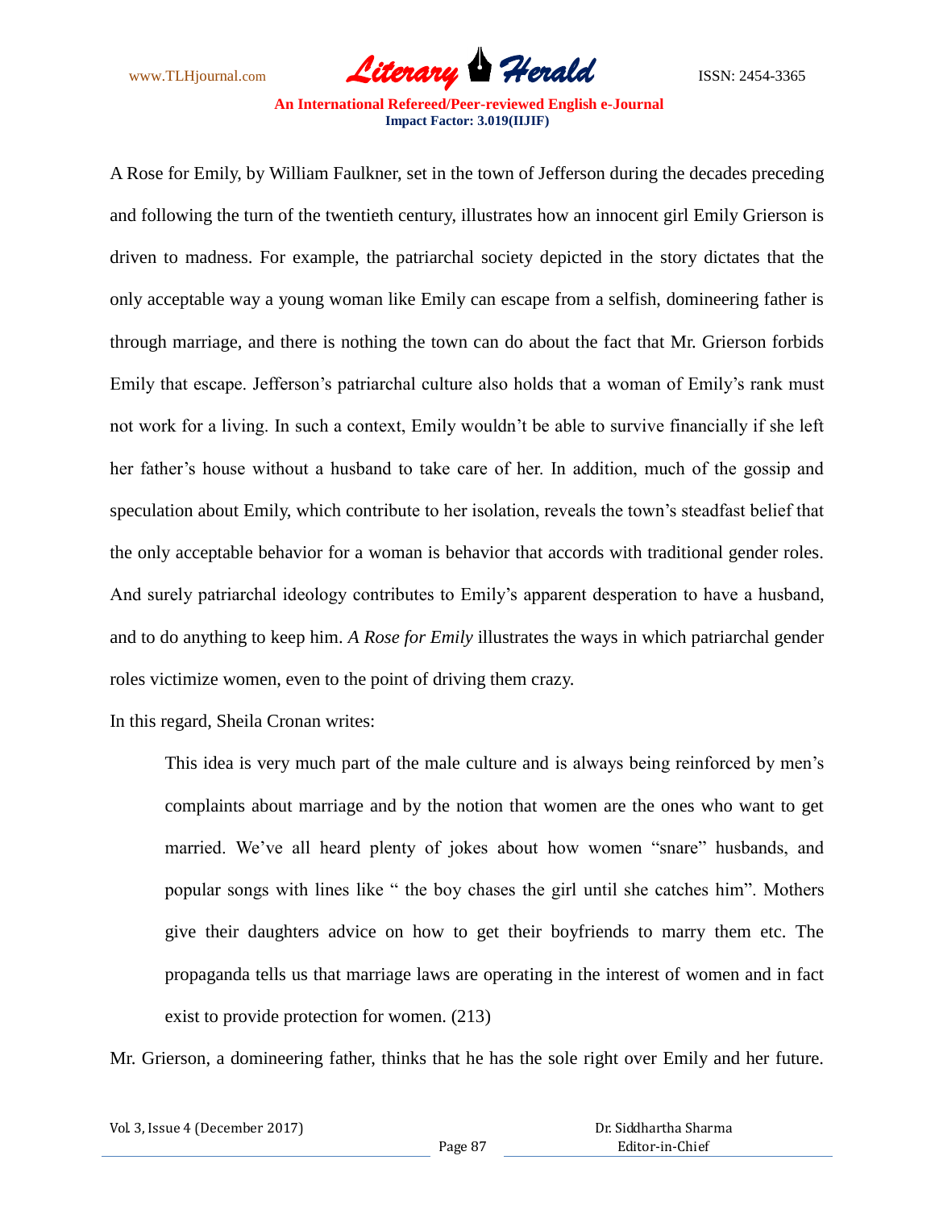A Rose for Emily, by William Faulkner, set in the town of Jefferson during the decades preceding and following the turn of the twentieth century, illustrates how an innocent girl Emily Grierson is driven to madness. For example, the patriarchal society depicted in the story dictates that the only acceptable way a young woman like Emily can escape from a selfish, domineering father is through marriage, and there is nothing the town can do about the fact that Mr. Grierson forbids Emily that escape. Jefferson's patriarchal culture also holds that a woman of Emily's rank must not work for a living. In such a context, Emily wouldn't be able to survive financially if she left her father's house without a husband to take care of her. In addition, much of the gossip and speculation about Emily, which contribute to her isolation, reveals the town's steadfast belief that the only acceptable behavior for a woman is behavior that accords with traditional gender roles. And surely patriarchal ideology contributes to Emily's apparent desperation to have a husband, and to do anything to keep him. *A Rose for Emily* illustrates the ways in which patriarchal gender roles victimize women, even to the point of driving them crazy.

In this regard, Sheila Cronan writes:

> This idea is very much part of the male culture and is always being reinforced by men's complaints about marriage and by the notion that women are the ones who want to get married. We've all heard plenty of jokes about how women "snare" husbands, and popular songs with lines like " the boy chases the girl until she catches him". Mothers give their daughters advice on how to get their boyfriends to marry them etc. The propaganda tells us that marriage laws are operating in the interest of women and in fact exist to provide protection for women. (213)

Mr. Grierson, a domineering father, thinks that he has the sole right over Emily and her future.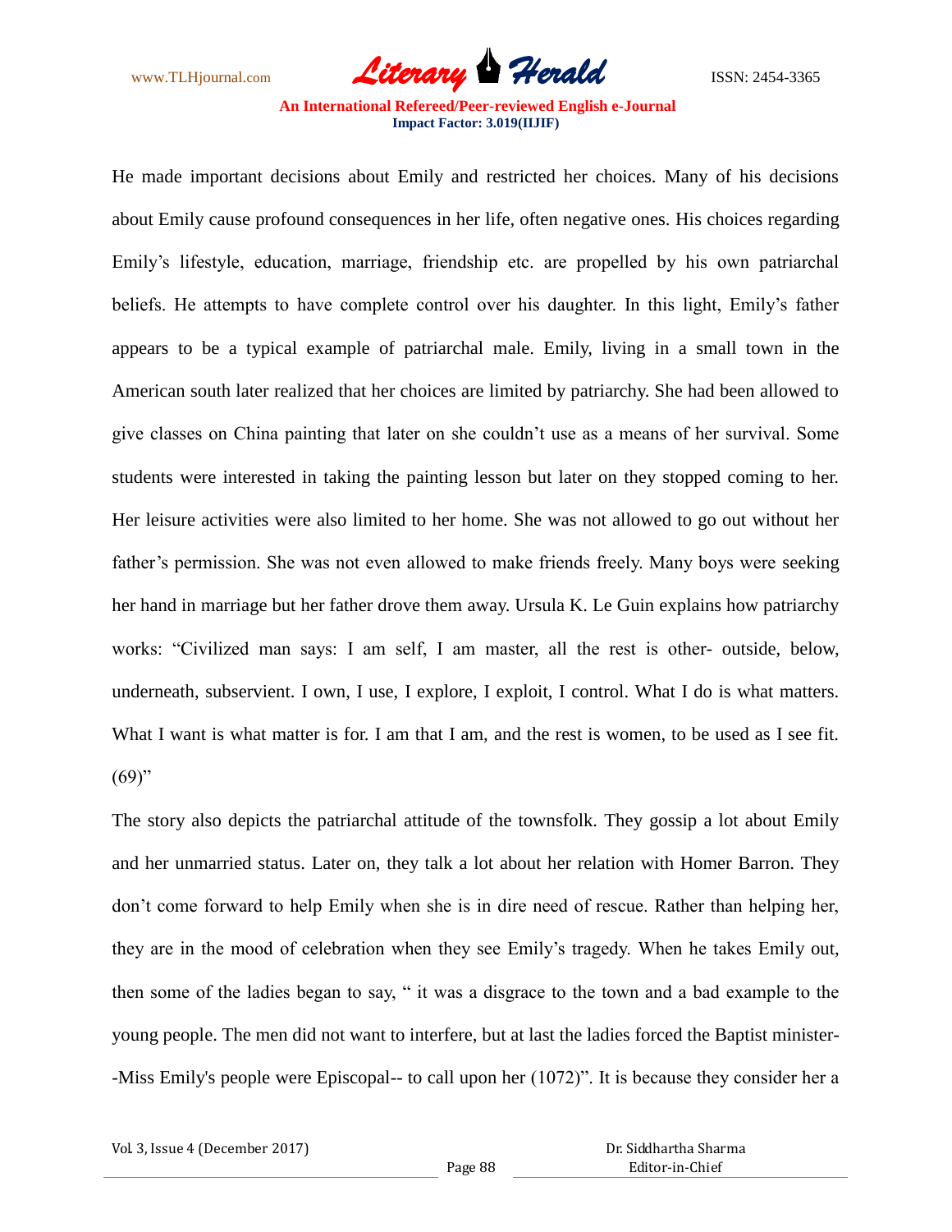He made important decisions about Emily and restricted her choices. Many of his decisions about Emily cause profound consequences in her life, often negative ones. His choices regarding Emily's lifestyle, education, marriage, friendship etc. are propelled by his own patriarchal beliefs. He attempts to have complete control over his daughter. In this light, Emily's father appears to be a typical example of patriarchal male. Emily, living in a small town in the American south later realized that her choices are limited by patriarchy. She had been allowed to give classes on China painting that later on she couldn't use as a means of her survival. Some students were interested in taking the painting lesson but later on they stopped coming to her. Her leisure activities were also limited to her home. She was not allowed to go out without her father's permission. She was not even allowed to make friends freely. Many boys were seeking her hand in marriage but her father drove them away. Ursula K. Le Guin explains how patriarchy works: "Civilized man says: I am self, I am master, all the rest is other- outside, below, underneath, subservient. I own, I use, I explore, I exploit, I control. What I do is what matters. What I want is what matter is for. I am that I am, and the rest is women, to be used as I see fit. (69)"

The story also depicts the patriarchal attitude of the townsfolk. They gossip a lot about Emily and her unmarried status. Later on, they talk a lot about her relation with Homer Barron. They don't come forward to help Emily when she is in dire need of rescue. Rather than helping her, they are in the mood of celebration when they see Emily's tragedy. When he takes Emily out, then some of the ladies began to say, " it was a disgrace to the town and a bad example to the young people. The men did not want to interfere, but at last the ladies forced the Baptist minister--Miss Emily's people were Episcopal-- to call upon her (1072)". It is because they consider her a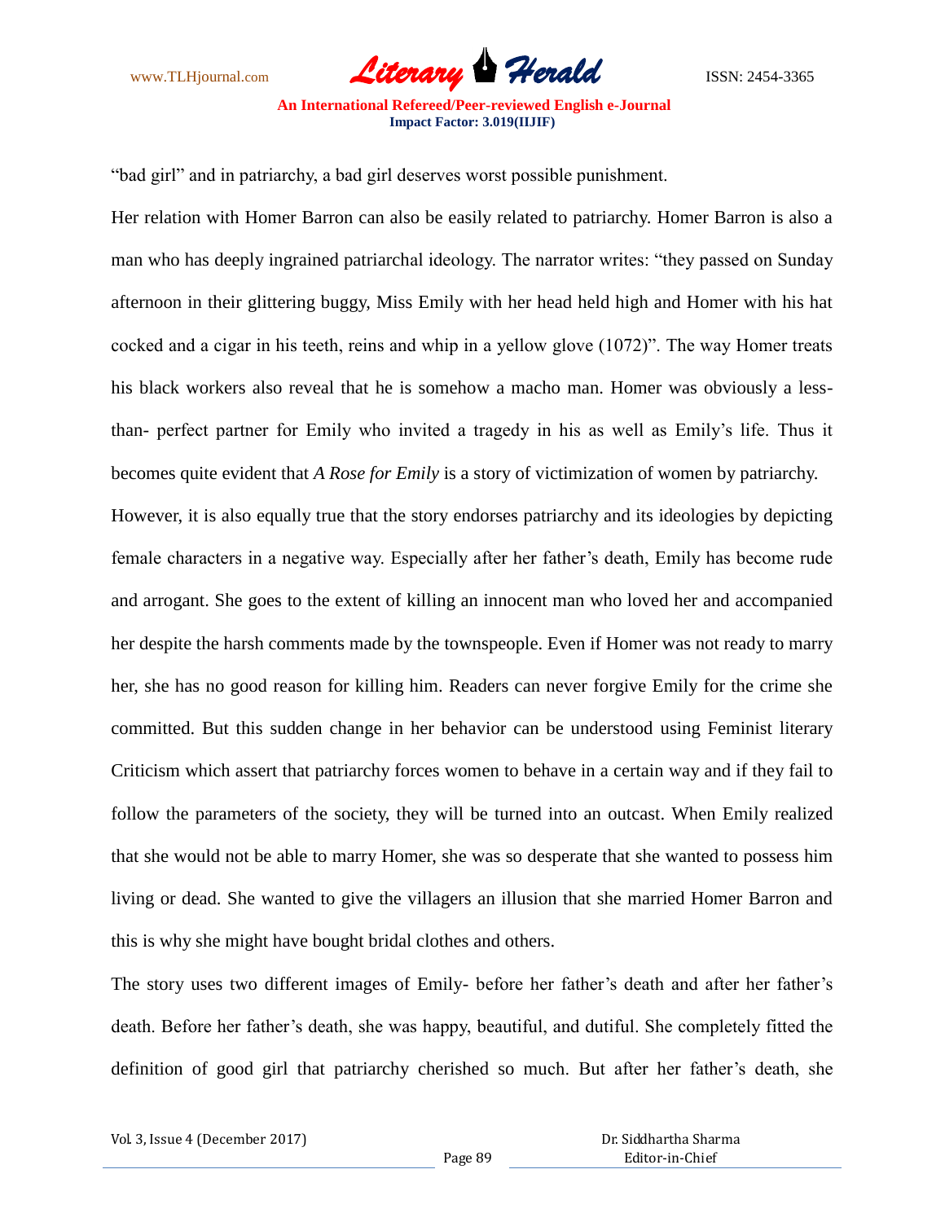"bad girl" and in patriarchy, a bad girl deserves worst possible punishment.

Her relation with Homer Barron can also be easily related to patriarchy. Homer Barron is also a man who has deeply ingrained patriarchal ideology. The narrator writes: "they passed on Sunday afternoon in their glittering buggy, Miss Emily with her head held high and Homer with his hat cocked and a cigar in his teeth, reins and whip in a yellow glove (1072)". The way Homer treats his black workers also reveal that he is somehow a macho man. Homer was obviously a less-than- perfect partner for Emily who invited a tragedy in his as well as Emily's life. Thus it becomes quite evident that *A Rose for Emily* is a story of victimization of women by patriarchy.

However, it is also equally true that the story endorses patriarchy and its ideologies by depicting female characters in a negative way. Especially after her father's death, Emily has become rude and arrogant. She goes to the extent of killing an innocent man who loved her and accompanied her despite the harsh comments made by the townspeople. Even if Homer was not ready to marry her, she has no good reason for killing him. Readers can never forgive Emily for the crime she committed. But this sudden change in her behavior can be understood using Feminist literary Criticism which assert that patriarchy forces women to behave in a certain way and if they fail to follow the parameters of the society, they will be turned into an outcast. When Emily realized that she would not be able to marry Homer, she was so desperate that she wanted to possess him living or dead. She wanted to give the villagers an illusion that she married Homer Barron and this is why she might have bought bridal clothes and others.

The story uses two different images of Emily- before her father's death and after her father's death. Before her father's death, she was happy, beautiful, and dutiful. She completely fitted the definition of good girl that patriarchy cherished so much. But after her father's death, she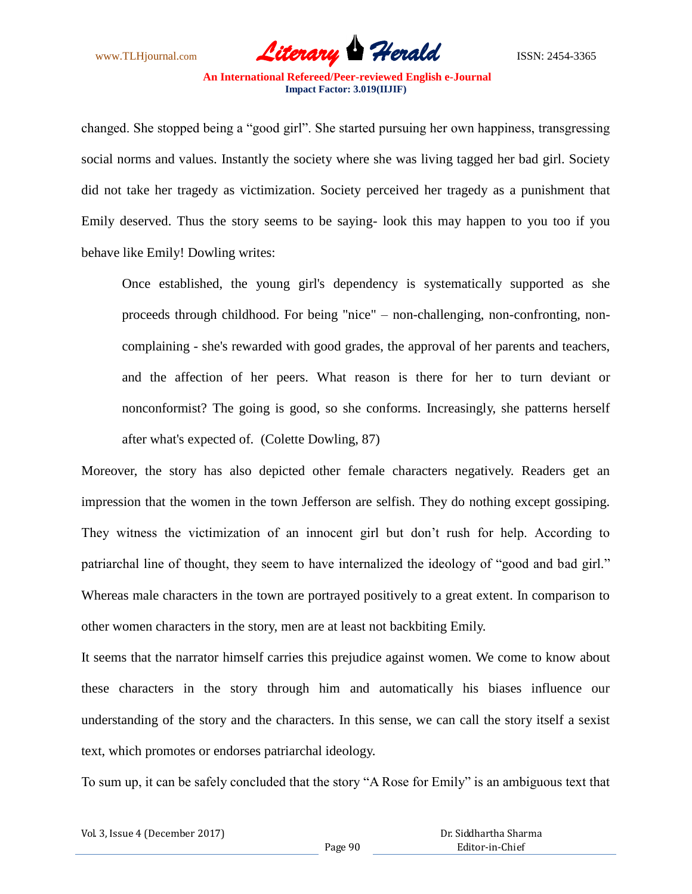changed. She stopped being a "good girl". She started pursuing her own happiness, transgressing social norms and values. Instantly the society where she was living tagged her bad girl. Society did not take her tragedy as victimization. Society perceived her tragedy as a punishment that Emily deserved. Thus the story seems to be saying- look this may happen to you too if you behave like Emily! Dowling writes:

> Once established, the young girl's dependency is systematically supported as she proceeds through childhood. For being "nice" – non-challenging, non-confronting, non-complaining - she's rewarded with good grades, the approval of her parents and teachers, and the affection of her peers. What reason is there for her to turn deviant or nonconformist? The going is good, so she conforms. Increasingly, she patterns herself after what's expected of. (Colette Dowling, 87)

Moreover, the story has also depicted other female characters negatively. Readers get an impression that the women in the town Jefferson are selfish. They do nothing except gossiping. They witness the victimization of an innocent girl but don't rush for help. According to patriarchal line of thought, they seem to have internalized the ideology of "good and bad girl." Whereas male characters in the town are portrayed positively to a great extent. In comparison to other women characters in the story, men are at least not backbiting Emily.

It seems that the narrator himself carries this prejudice against women. We come to know about these characters in the story through him and automatically his biases influence our understanding of the story and the characters. In this sense, we can call the story itself a sexist text, which promotes or endorses patriarchal ideology.

To sum up, it can be safely concluded that the story "A Rose for Emily" is an ambiguous text that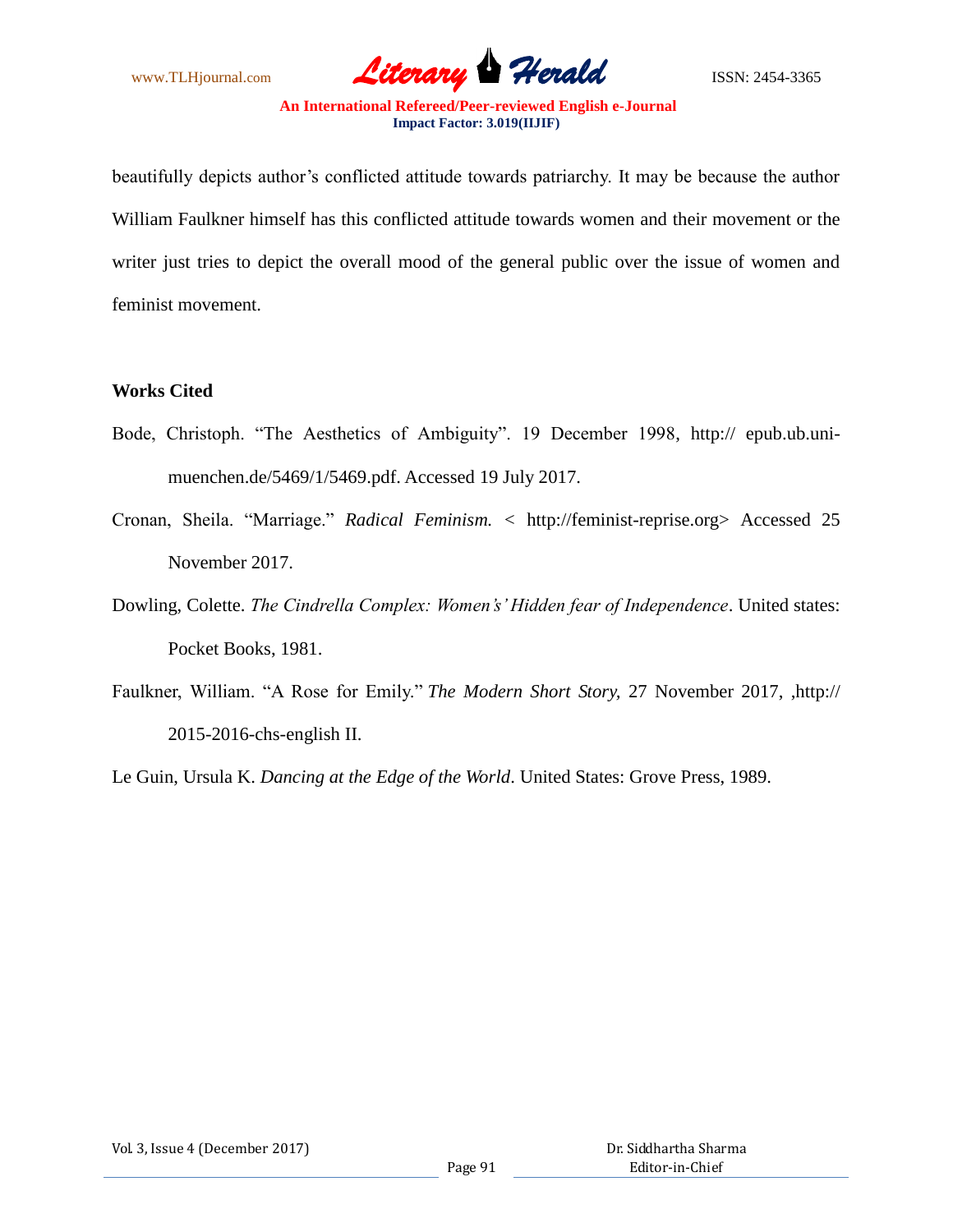beautifully depicts author's conflicted attitude towards patriarchy. It may be because the author William Faulkner himself has this conflicted attitude towards women and their movement or the writer just tries to depict the overall mood of the general public over the issue of women and feminist movement.

**Works Cited**

Bode, Christoph. "The Aesthetics of Ambiguity". 19 December 1998, http:// epub.ub.uni-muenchen.de/5469/1/5469.pdf. Accessed 19 July 2017.

Cronan, Sheila. "Marriage." *Radical Feminism.* < http://feminist-reprise.org> Accessed 25 November 2017.

Dowling, Colette. *The Cindrella Complex: Women's' Hidden fear of Independence*. United states: Pocket Books, 1981.

Faulkner, William. "A Rose for Emily." *The Modern Short Story,* 27 November 2017, ,http:// 2015-2016-chs-english II.

Le Guin, Ursula K. *Dancing at the Edge of the World*. United States: Grove Press, 1989.